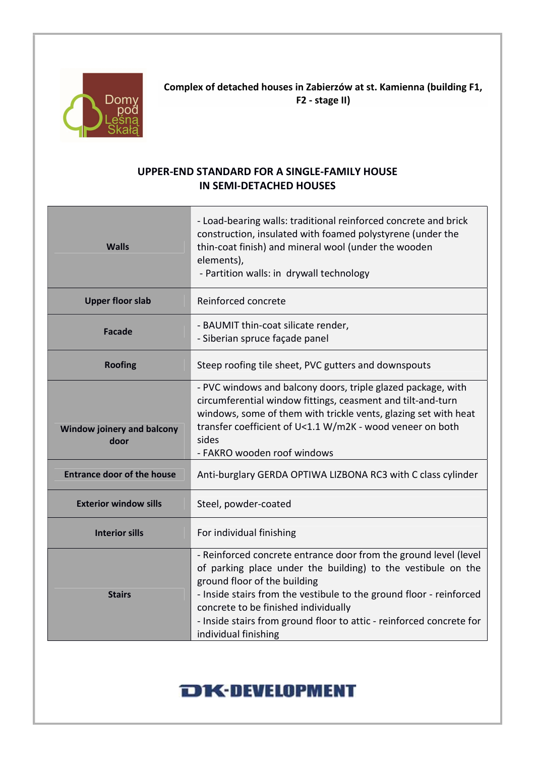**Complex of detached houses in Zabierzów at st. Kamienna (building F1, F2 - stage II)**

## UPPER-END STANDARD FOR A SINGLE-FAMILY HOUSE IN SEMI-DETACHED HOUSES

| | |
|---|---|
| **Walls** | - Load-bearing walls: traditional reinforced concrete and brick construction, insulated with foamed polystyrene (under the thin-coat finish) and mineral wool (under the wooden elements),<br>- Partition walls: in drywall technology |
| **Upper floor slab** | Reinforced concrete |
| **Facade** | - BAUMIT thin-coat silicate render,<br>- Siberian spruce façade panel |
| **Roofing** | Steep roofing tile sheet, PVC gutters and downspouts |
| **Window joinery and balcony door** | - PVC windows and balcony doors, triple glazed package, with circumferential window fittings, ceasment and tilt-and-turn windows, some of them with trickle vents, glazing set with heat transfer coefficient of U<1.1 W/m2K - wood veneer on both sides<br>- FAKRO wooden roof windows |
| **Entrance door of the house** | Anti-burglary GERDA OPTIWA LIZBONA RC3 with C class cylinder |
| **Exterior window sills** | Steel, powder-coated |
| **Interior sills** | For individual finishing |
| **Stairs** | - Reinforced concrete entrance door from the ground level (level of parking place under the building) to the vestibule on the ground floor of the building<br>- Inside stairs from the vestibule to the ground floor - reinforced concrete to be finished individually<br>- Inside stairs from ground floor to attic - reinforced concrete for individual finishing |

DK-DEVELOPMENT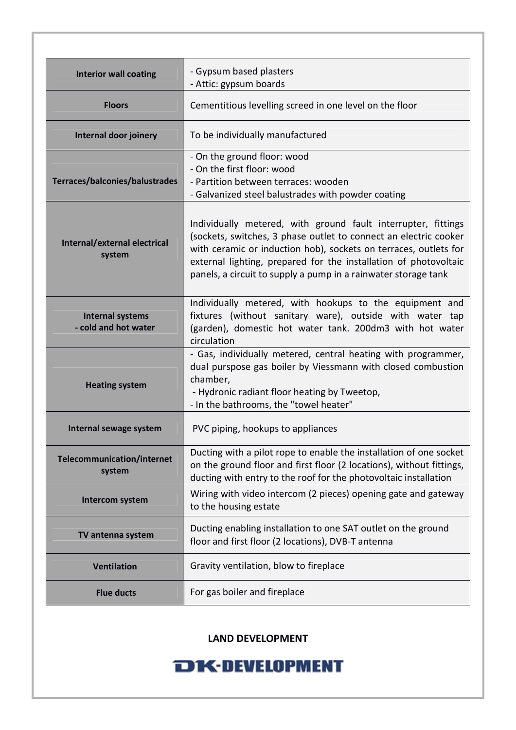| | |
|---|---|
| **Interior wall coating** | - Gypsum based plasters<br>- Attic: gypsum boards |
| **Floors** | Cementitious levelling screed in one level on the floor |
| **Internal door joinery** | To be individually manufactured |
| **Terraces/balconies/balustrades** | - On the ground floor: wood<br>- On the first floor: wood<br>- Partition between terraces: wooden<br>- Galvanized steel balustrades with powder coating |
| **Internal/external electrical system** | Individually metered, with ground fault interrupter, fittings (sockets, switches, 3 phase outlet to connect an electric cooker with ceramic or induction hob), sockets on terraces, outlets for external lighting, prepared for the installation of photovoltaic panels, a circuit to supply a pump in a rainwater storage tank |
| **Internal systems - cold and hot water** | Individually metered, with hookups to the equipment and fixtures (without sanitary ware), outside with water tap (garden), domestic hot water tank. 200dm3 with hot water circulation |
| **Heating system** | - Gas, individually metered, central heating with programmer, dual purspose gas boiler by Viessmann with closed combustion chamber,<br>- Hydronic radiant floor heating by Tweetop,<br>- In the bathrooms, the "towel heater" |
| **Internal sewage system** | PVC piping, hookups to appliances |
| **Telecommunication/internet system** | Ducting with a pilot rope to enable the installation of one socket on the ground floor and first floor (2 locations), without fittings, ducting with entry to the roof for the photovoltaic installation |
| **Intercom system** | Wiring with video intercom (2 pieces) opening gate and gateway to the housing estate |
| **TV antenna system** | Ducting enabling installation to one SAT outlet on the ground floor and first floor (2 locations), DVB-T antenna |
| **Ventilation** | Gravity ventilation, blow to fireplace |
| **Flue ducts** | For gas boiler and fireplace |

**LAND DEVELOPMENT**

**DK-DEVELOPMENT**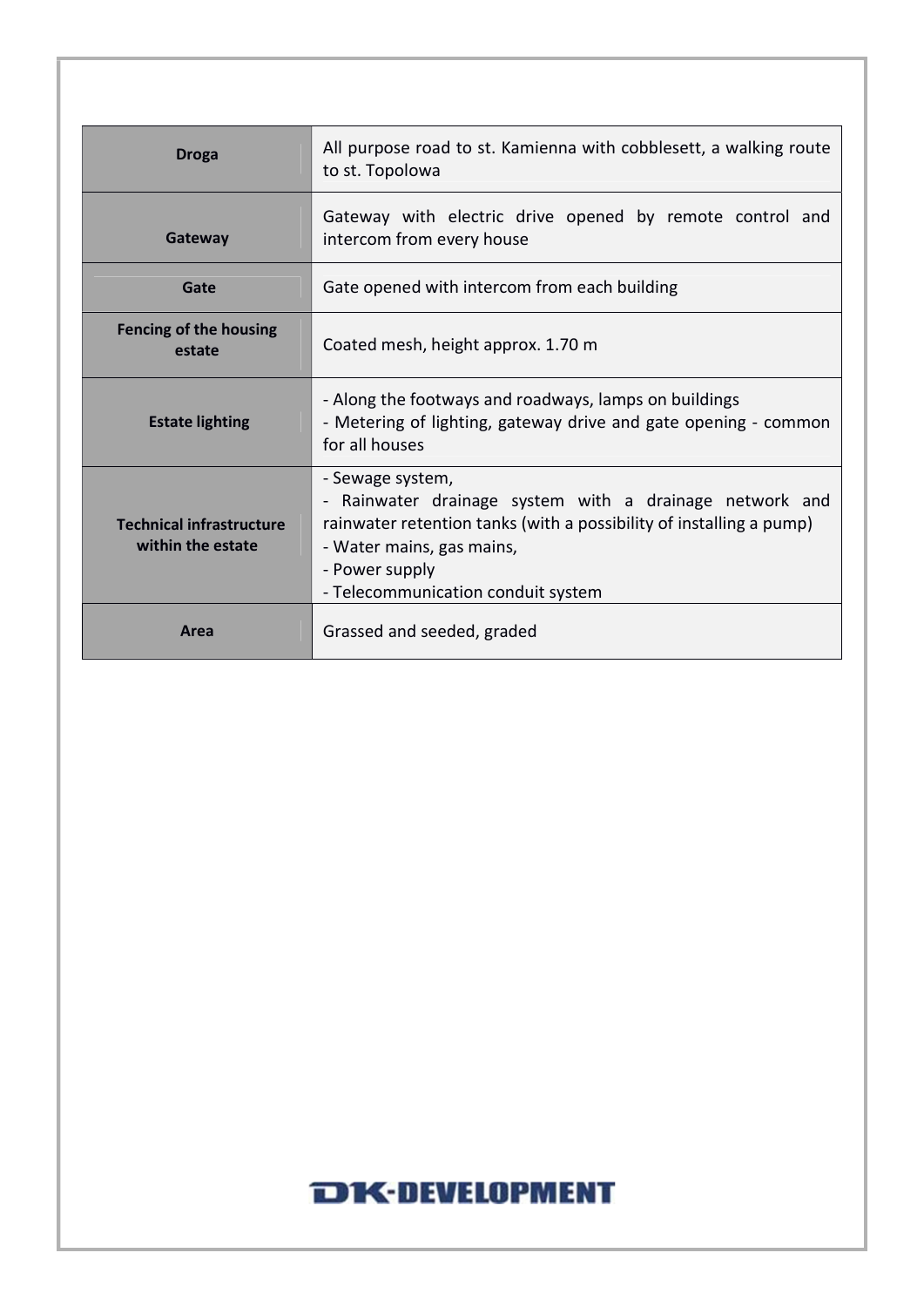| | |
|---|---|
| **Droga** | All purpose road to st. Kamienna with cobblesett, a walking route to st. Topolowa |
| **Gateway** | Gateway with electric drive opened by remote control and intercom from every house |
| **Gate** | Gate opened with intercom from each building |
| **Fencing of the housing estate** | Coated mesh, height approx. 1.70 m |
| **Estate lighting** | - Along the footways and roadways, lamps on buildings<br>- Metering of lighting, gateway drive and gate opening - common for all houses |
| **Technical infrastructure within the estate** | - Sewage system,<br>- Rainwater drainage system with a drainage network and rainwater retention tanks (with a possibility of installing a pump)<br>- Water mains, gas mains,<br>- Power supply<br>- Telecommunication conduit system |
| **Area** | Grassed and seeded, graded |

DK-DEVELOPMENT